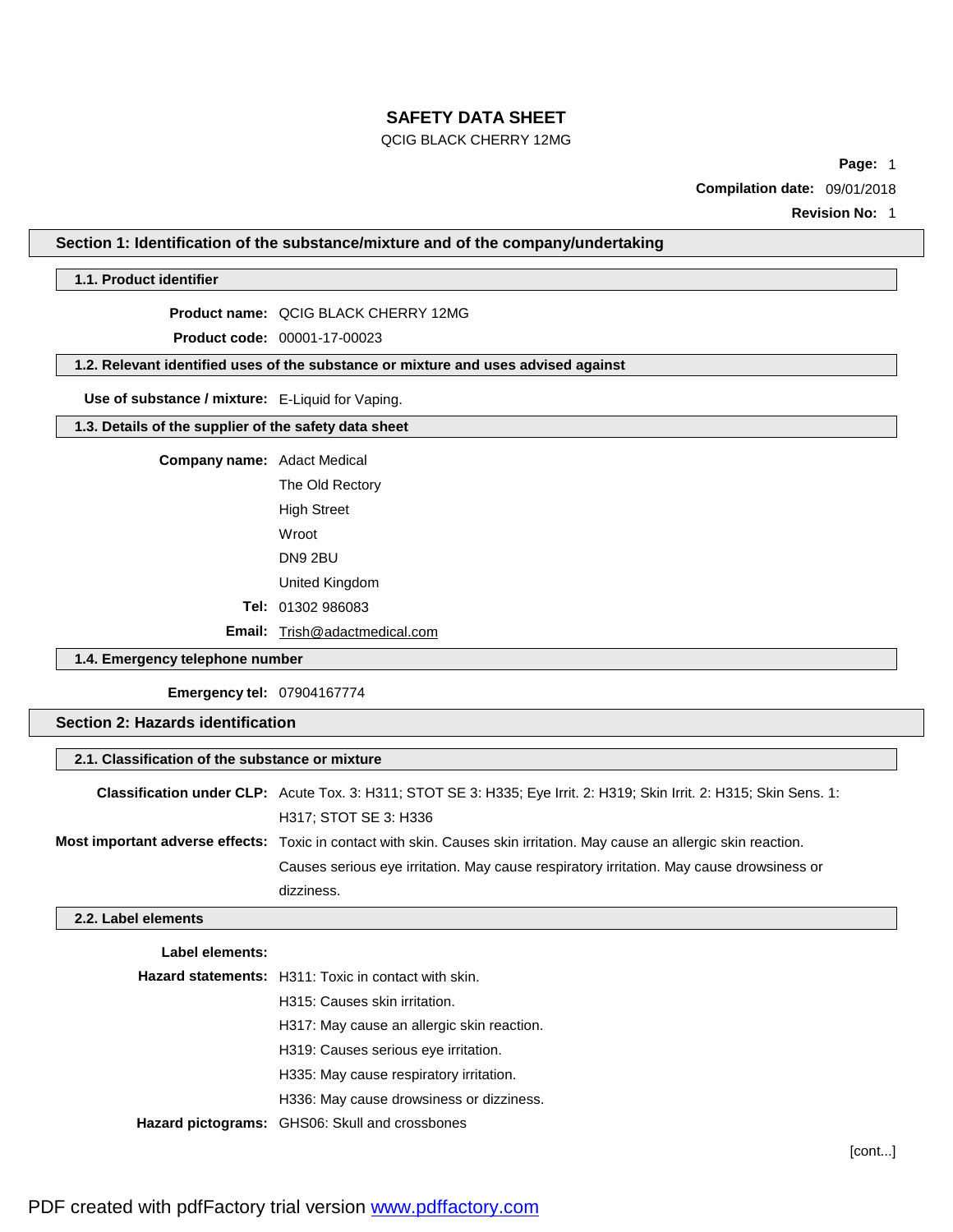# SAFETY DATA SHEET

QCIG BLACK CHERRY 12MG

**Page:** 1

**Compilation date:** 09/01/2018

**Revision No:** 1

## Section 1: Identification of the substance/mixture and of the company/undertaking

### 1.1. Product identifier

**Product name:** QCIG BLACK CHERRY 12MG

**Product code:** 00001-17-00023

### 1.2. Relevant identified uses of the substance or mixture and uses advised against

**Use of substance / mixture:** E-Liquid for Vaping.

### 1.3. Details of the supplier of the safety data sheet

**Company name:** Adact Medical
The Old Rectory
High Street
Wroot
DN9 2BU
United Kingdom

**Tel:** 01302 986083

**Email:** Trish@adactmedical.com

### 1.4. Emergency telephone number

**Emergency tel:** 07904167774

## Section 2: Hazards identification

### 2.1. Classification of the substance or mixture

**Classification under CLP:** Acute Tox. 3: H311; STOT SE 3: H335; Eye Irrit. 2: H319; Skin Irrit. 2: H315; Skin Sens. 1: H317; STOT SE 3: H336

**Most important adverse effects:** Toxic in contact with skin. Causes skin irritation. May cause an allergic skin reaction. Causes serious eye irritation. May cause respiratory irritation. May cause drowsiness or dizziness.

### 2.2. Label elements

**Label elements:**

**Hazard statements:**
H311: Toxic in contact with skin.
H315: Causes skin irritation.
H317: May cause an allergic skin reaction.
H319: Causes serious eye irritation.
H335: May cause respiratory irritation.
H336: May cause drowsiness or dizziness.

**Hazard pictograms:** GHS06: Skull and crossbones

[cont...]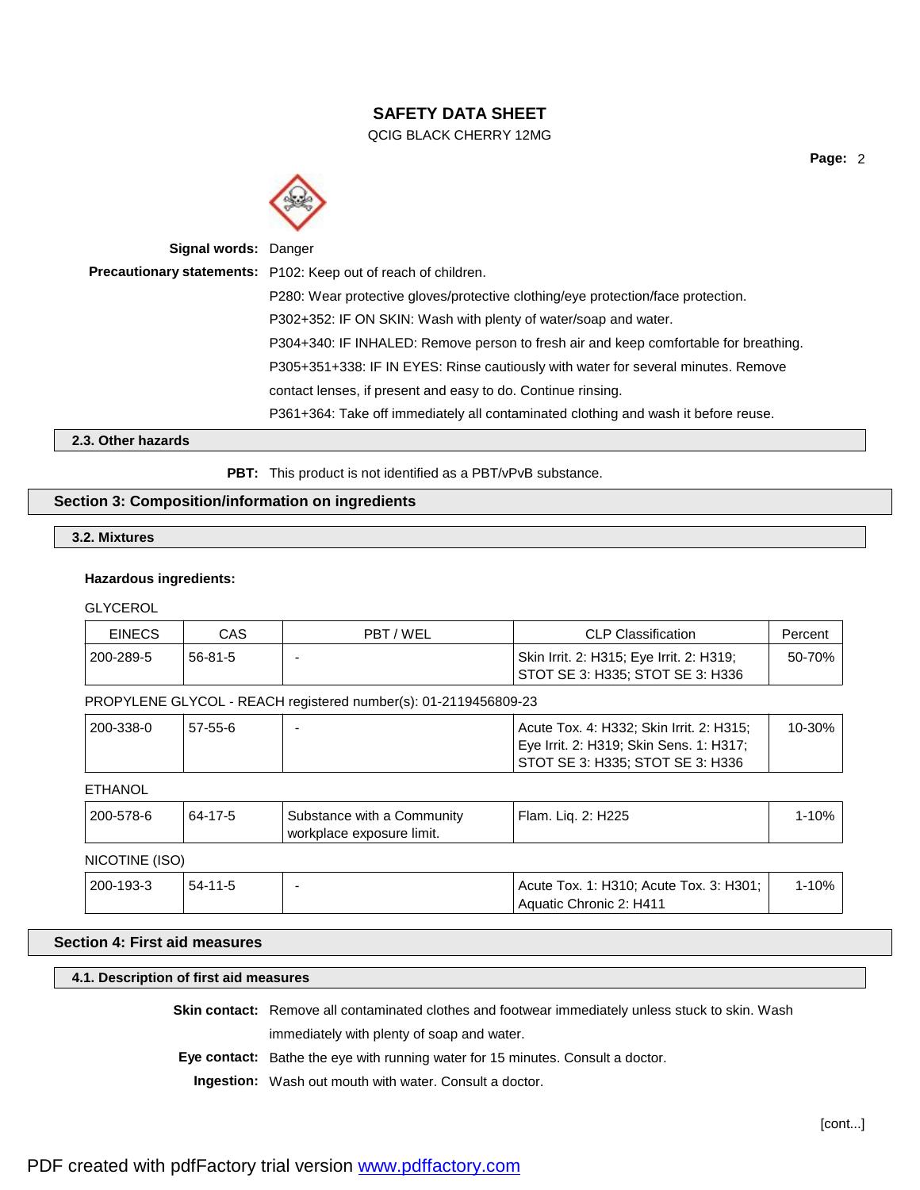**Signal words:** Danger

**Precautionary statements:** P102: Keep out of reach of children.

P280: Wear protective gloves/protective clothing/eye protection/face protection.

P302+352: IF ON SKIN: Wash with plenty of water/soap and water.

P304+340: IF INHALED: Remove person to fresh air and keep comfortable for breathing.

P305+351+338: IF IN EYES: Rinse cautiously with water for several minutes. Remove contact lenses, if present and easy to do. Continue rinsing.

P361+364: Take off immediately all contaminated clothing and wash it before reuse.

### 2.3. Other hazards

**PBT:** This product is not identified as a PBT/vPvB substance.

## Section 3: Composition/information on ingredients

### 3.2. Mixtures

**Hazardous ingredients:**

GLYCEROL

| EINECS | CAS | PBT / WEL | CLP Classification | Percent |
|---|---|---|---|---|
| 200-289-5 | 56-81-5 | - | Skin Irrit. 2: H315; Eye Irrit. 2: H319; STOT SE 3: H335; STOT SE 3: H336 | 50-70% |

PROPYLENE GLYCOL - REACH registered number(s): 01-2119456809-23

| EINECS | CAS | PBT / WEL | CLP Classification | Percent |
|---|---|---|---|---|
| 200-338-0 | 57-55-6 | - | Acute Tox. 4: H332; Skin Irrit. 2: H315; Eye Irrit. 2: H319; Skin Sens. 1: H317; STOT SE 3: H335; STOT SE 3: H336 | 10-30% |

ETHANOL

| EINECS | CAS | PBT / WEL | CLP Classification | Percent |
|---|---|---|---|---|
| 200-578-6 | 64-17-5 | Substance with a Community workplace exposure limit. | Flam. Liq. 2: H225 | 1-10% |

NICOTINE (ISO)

| EINECS | CAS | PBT / WEL | CLP Classification | Percent |
|---|---|---|---|---|
| 200-193-3 | 54-11-5 | - | Acute Tox. 1: H310; Acute Tox. 3: H301; Aquatic Chronic 2: H411 | 1-10% |

## Section 4: First aid measures

### 4.1. Description of first aid measures

**Skin contact:** Remove all contaminated clothes and footwear immediately unless stuck to skin. Wash immediately with plenty of soap and water.

**Eye contact:** Bathe the eye with running water for 15 minutes. Consult a doctor.

**Ingestion:** Wash out mouth with water. Consult a doctor.

[cont...]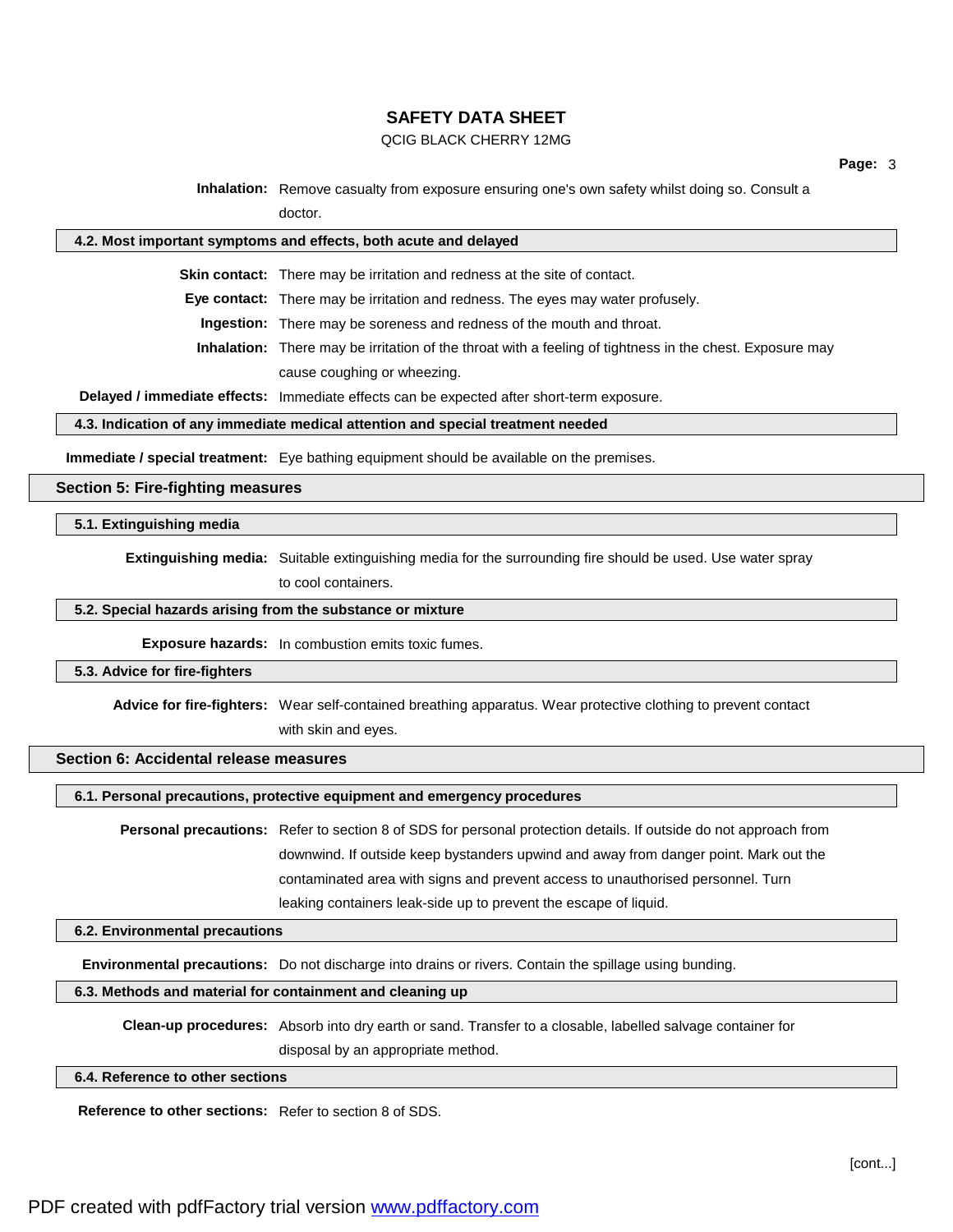**Inhalation:** Remove casualty from exposure ensuring one's own safety whilst doing so. Consult a doctor.

### 4.2. Most important symptoms and effects, both acute and delayed

**Skin contact:** There may be irritation and redness at the site of contact.

**Eye contact:** There may be irritation and redness. The eyes may water profusely.

**Ingestion:** There may be soreness and redness of the mouth and throat.

**Inhalation:** There may be irritation of the throat with a feeling of tightness in the chest. Exposure may cause coughing or wheezing.

**Delayed / immediate effects:** Immediate effects can be expected after short-term exposure.

### 4.3. Indication of any immediate medical attention and special treatment needed

**Immediate / special treatment:** Eye bathing equipment should be available on the premises.

## Section 5: Fire-fighting measures

### 5.1. Extinguishing media

**Extinguishing media:** Suitable extinguishing media for the surrounding fire should be used. Use water spray to cool containers.

### 5.2. Special hazards arising from the substance or mixture

**Exposure hazards:** In combustion emits toxic fumes.

### 5.3. Advice for fire-fighters

**Advice for fire-fighters:** Wear self-contained breathing apparatus. Wear protective clothing to prevent contact with skin and eyes.

## Section 6: Accidental release measures

### 6.1. Personal precautions, protective equipment and emergency procedures

**Personal precautions:** Refer to section 8 of SDS for personal protection details. If outside do not approach from downwind. If outside keep bystanders upwind and away from danger point. Mark out the contaminated area with signs and prevent access to unauthorised personnel. Turn leaking containers leak-side up to prevent the escape of liquid.

### 6.2. Environmental precautions

**Environmental precautions:** Do not discharge into drains or rivers. Contain the spillage using bunding.

### 6.3. Methods and material for containment and cleaning up

**Clean-up procedures:** Absorb into dry earth or sand. Transfer to a closable, labelled salvage container for disposal by an appropriate method.

### 6.4. Reference to other sections

**Reference to other sections:** Refer to section 8 of SDS.

[cont...]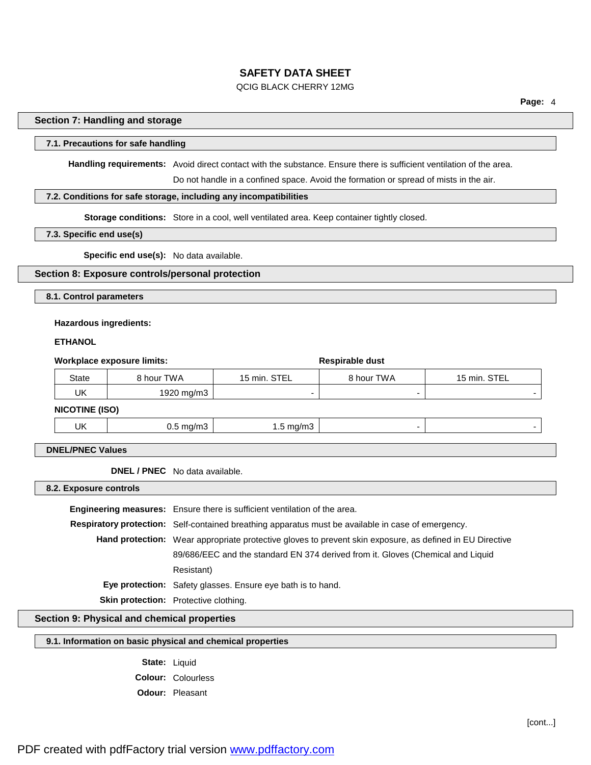## Section 7: Handling and storage

### 7.1. Precautions for safe handling

**Handling requirements:** Avoid direct contact with the substance. Ensure there is sufficient ventilation of the area. Do not handle in a confined space. Avoid the formation or spread of mists in the air.

### 7.2. Conditions for safe storage, including any incompatibilities

**Storage conditions:** Store in a cool, well ventilated area. Keep container tightly closed.

### 7.3. Specific end use(s)

**Specific end use(s):** No data available.

## Section 8: Exposure controls/personal protection

### 8.1. Control parameters

**Hazardous ingredients:**

**ETHANOL**

| Workplace exposure limits: | | | Respirable dust | |
|---|---|---|---|---|
| State | 8 hour TWA | 15 min. STEL | 8 hour TWA | 15 min. STEL |
| UK | 1920 mg/m3 | - | - | - |

**NICOTINE (ISO)**

| State | 8 hour TWA | 15 min. STEL | 8 hour TWA | 15 min. STEL |
|---|---|---|---|---|
| UK | 0.5 mg/m3 | 1.5 mg/m3 | - | - |

### DNEL/PNEC Values

**DNEL / PNEC** No data available.

### 8.2. Exposure controls

**Engineering measures:** Ensure there is sufficient ventilation of the area.

**Respiratory protection:** Self-contained breathing apparatus must be available in case of emergency.

**Hand protection:** Wear appropriate protective gloves to prevent skin exposure, as defined in EU Directive 89/686/EEC and the standard EN 374 derived from it. Gloves (Chemical and Liquid Resistant)

**Eye protection:** Safety glasses. Ensure eye bath is to hand.

**Skin protection:** Protective clothing.

## Section 9: Physical and chemical properties

### 9.1. Information on basic physical and chemical properties

**State:** Liquid

**Colour:** Colourless

**Odour:** Pleasant

[cont...]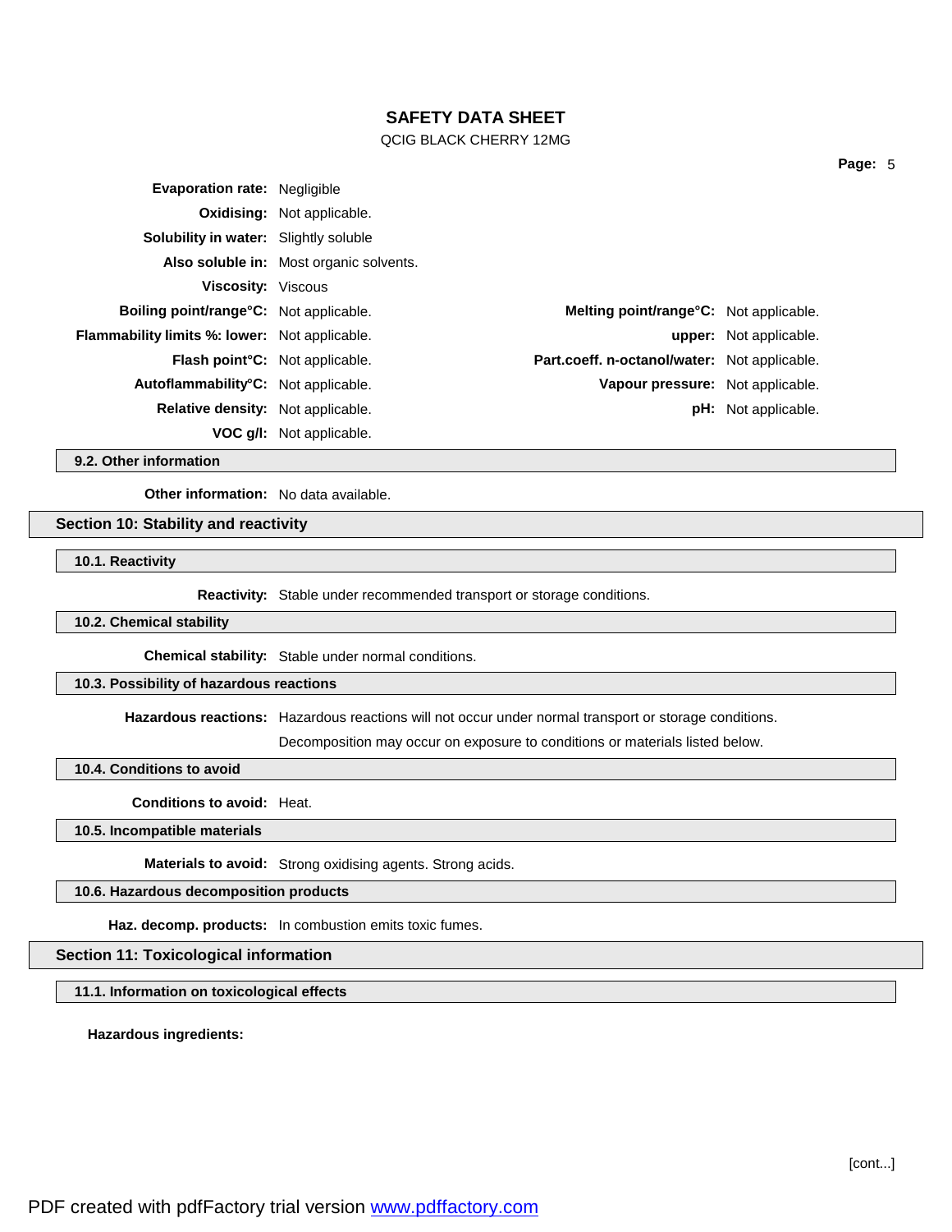**Evaporation rate:** Negligible

**Oxidising:** Not applicable.

**Solubility in water:** Slightly soluble

**Also soluble in:** Most organic solvents.

**Viscosity:** Viscous

| | | | |
|---|---|---|---|
| **Boiling point/range°C:** | Not applicable. | **Melting point/range°C:** | Not applicable. |
| **Flammability limits %: lower:** | Not applicable. | **upper:** | Not applicable. |
| **Flash point°C:** | Not applicable. | **Part.coeff. n-octanol/water:** | Not applicable. |
| **Autoflammability°C:** | Not applicable. | **Vapour pressure:** | Not applicable. |
| **Relative density:** | Not applicable. | **pH:** | Not applicable. |
| **VOC g/l:** | Not applicable. | | |

### 9.2. Other information

**Other information:** No data available.

## Section 10: Stability and reactivity

### 10.1. Reactivity

**Reactivity:** Stable under recommended transport or storage conditions.

### 10.2. Chemical stability

**Chemical stability:** Stable under normal conditions.

### 10.3. Possibility of hazardous reactions

**Hazardous reactions:** Hazardous reactions will not occur under normal transport or storage conditions.

Decomposition may occur on exposure to conditions or materials listed below.

### 10.4. Conditions to avoid

**Conditions to avoid:** Heat.

### 10.5. Incompatible materials

**Materials to avoid:** Strong oxidising agents. Strong acids.

### 10.6. Hazardous decomposition products

**Haz. decomp. products:** In combustion emits toxic fumes.

## Section 11: Toxicological information

### 11.1. Information on toxicological effects

**Hazardous ingredients:**

[cont...]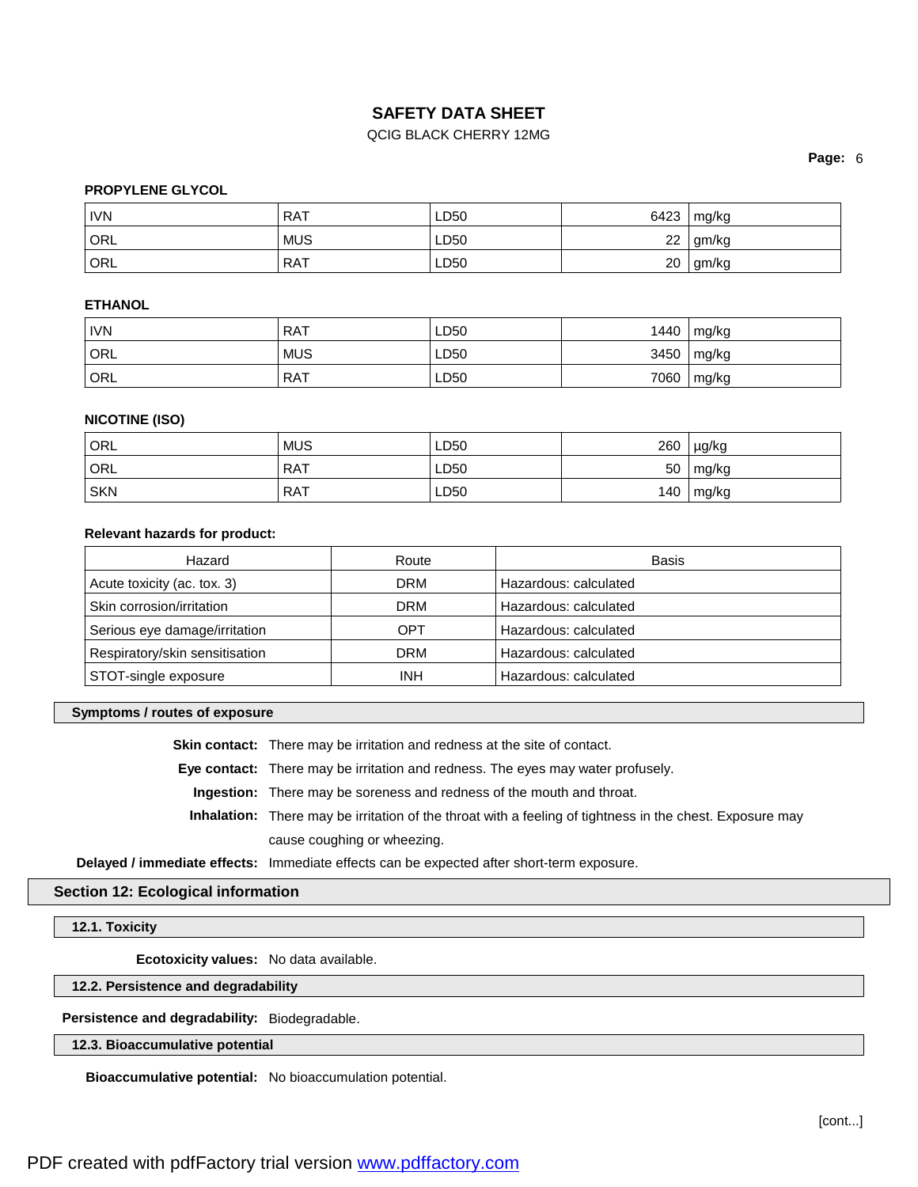**PROPYLENE GLYCOL**

| | | | | |
|---|---|---|---|---|
| IVN | RAT | LD50 | 6423 | mg/kg |
| ORL | MUS | LD50 | 22 | gm/kg |
| ORL | RAT | LD50 | 20 | gm/kg |

**ETHANOL**

| | | | | |
|---|---|---|---|---|
| IVN | RAT | LD50 | 1440 | mg/kg |
| ORL | MUS | LD50 | 3450 | mg/kg |
| ORL | RAT | LD50 | 7060 | mg/kg |

**NICOTINE (ISO)**

| | | | | |
|---|---|---|---|---|
| ORL | MUS | LD50 | 260 | µg/kg |
| ORL | RAT | LD50 | 50 | mg/kg |
| SKN | RAT | LD50 | 140 | mg/kg |

**Relevant hazards for product:**

| Hazard | Route | Basis |
|---|---|---|
| Acute toxicity (ac. tox. 3) | DRM | Hazardous: calculated |
| Skin corrosion/irritation | DRM | Hazardous: calculated |
| Serious eye damage/irritation | OPT | Hazardous: calculated |
| Respiratory/skin sensitisation | DRM | Hazardous: calculated |
| STOT-single exposure | INH | Hazardous: calculated |

### Symptoms / routes of exposure

**Skin contact:** There may be irritation and redness at the site of contact.

**Eye contact:** There may be irritation and redness. The eyes may water profusely.

**Ingestion:** There may be soreness and redness of the mouth and throat.

**Inhalation:** There may be irritation of the throat with a feeling of tightness in the chest. Exposure may cause coughing or wheezing.

**Delayed / immediate effects:** Immediate effects can be expected after short-term exposure.

## Section 12: Ecological information

### 12.1. Toxicity

**Ecotoxicity values:** No data available.

### 12.2. Persistence and degradability

**Persistence and degradability:** Biodegradable.

### 12.3. Bioaccumulative potential

**Bioaccumulative potential:** No bioaccumulation potential.

[cont...]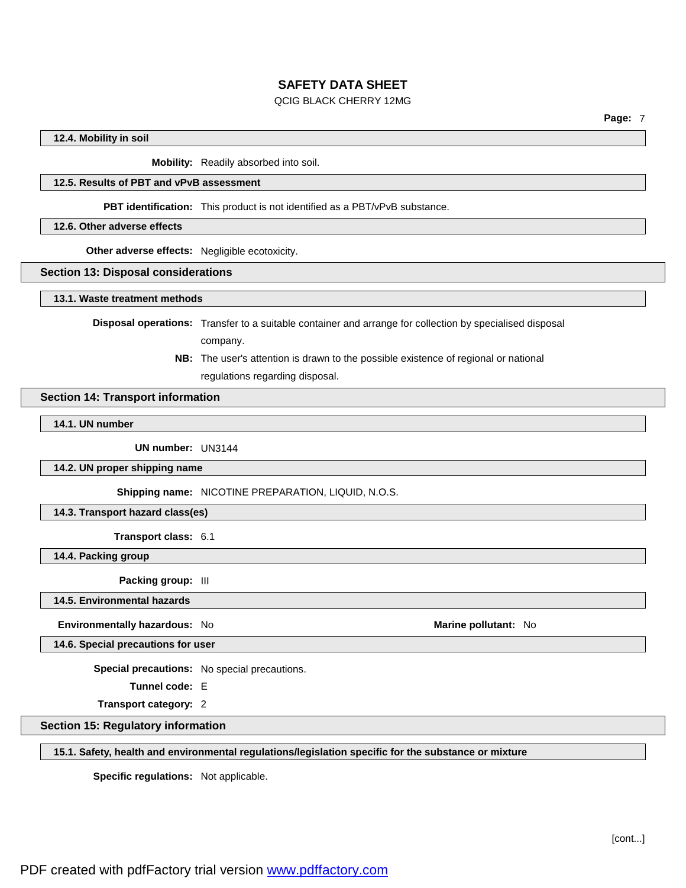### 12.4. Mobility in soil

**Mobility:** Readily absorbed into soil.

### 12.5. Results of PBT and vPvB assessment

**PBT identification:** This product is not identified as a PBT/vPvB substance.

### 12.6. Other adverse effects

**Other adverse effects:** Negligible ecotoxicity.

## Section 13: Disposal considerations

### 13.1. Waste treatment methods

**Disposal operations:** Transfer to a suitable container and arrange for collection by specialised disposal company.

**NB:** The user's attention is drawn to the possible existence of regional or national regulations regarding disposal.

## Section 14: Transport information

### 14.1. UN number

**UN number:** UN3144

### 14.2. UN proper shipping name

**Shipping name:** NICOTINE PREPARATION, LIQUID, N.O.S.

### 14.3. Transport hazard class(es)

**Transport class:** 6.1

### 14.4. Packing group

**Packing group:** III

### 14.5. Environmental hazards

**Environmentally hazardous:** No

**Marine pollutant:** No

### 14.6. Special precautions for user

**Special precautions:** No special precautions.

**Tunnel code:** E

**Transport category:** 2

## Section 15: Regulatory information

### 15.1. Safety, health and environmental regulations/legislation specific for the substance or mixture

**Specific regulations:** Not applicable.

[cont...]

PDF created with pdfFactory trial version www.pdffactory.com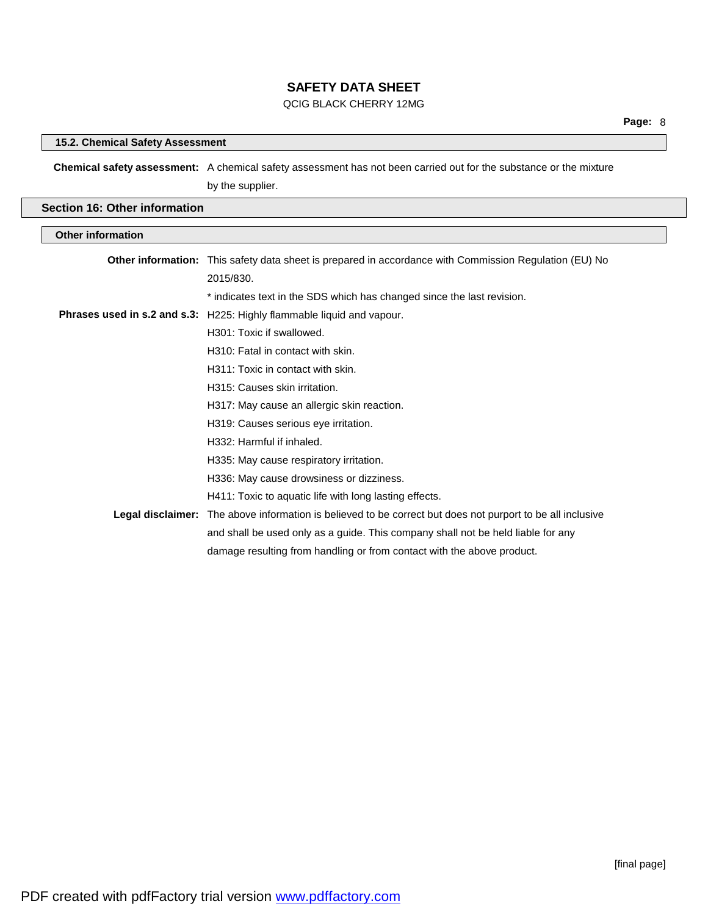### 15.2. Chemical Safety Assessment

**Chemical safety assessment:** A chemical safety assessment has not been carried out for the substance or the mixture by the supplier.

## Section 16: Other information

### Other information

**Other information:** This safety data sheet is prepared in accordance with Commission Regulation (EU) No 2015/830.

* indicates text in the SDS which has changed since the last revision.

**Phrases used in s.2 and s.3:** H225: Highly flammable liquid and vapour.

H301: Toxic if swallowed.

H310: Fatal in contact with skin.

H311: Toxic in contact with skin.

H315: Causes skin irritation.

H317: May cause an allergic skin reaction.

H319: Causes serious eye irritation.

H332: Harmful if inhaled.

H335: May cause respiratory irritation.

H336: May cause drowsiness or dizziness.

H411: Toxic to aquatic life with long lasting effects.

**Legal disclaimer:** The above information is believed to be correct but does not purport to be all inclusive and shall be used only as a guide. This company shall not be held liable for any damage resulting from handling or from contact with the above product.

[final page]

PDF created with pdfFactory trial version www.pdffactory.com